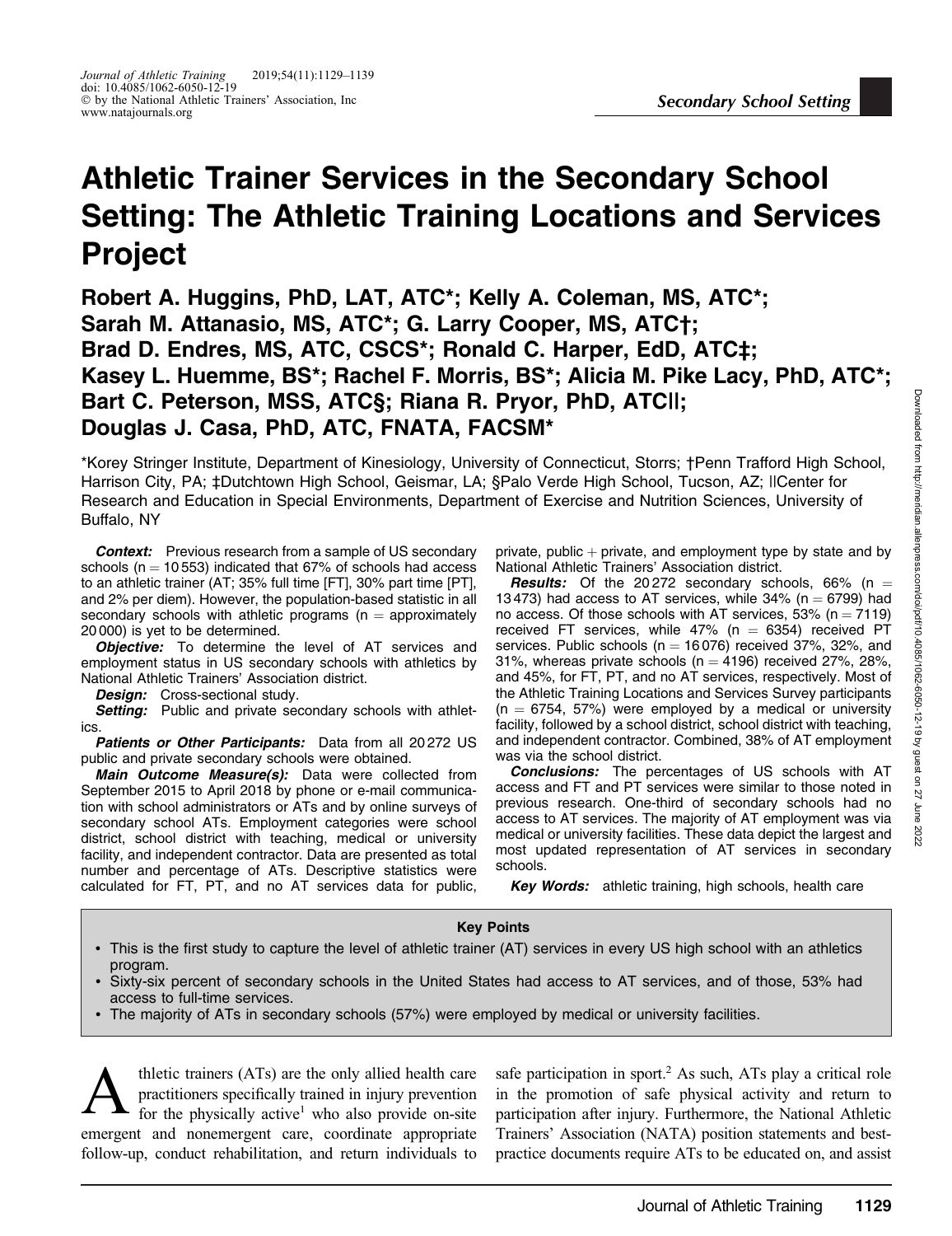# Athletic Trainer Services in the Secondary School Setting: The Athletic Training Locations and Services Project

**Robert A. Huggins, PhD, LAT, ATC\*; Kelly A. Coleman, MS, ATC\*; Sarah M. Attanasio, MS, ATC\*; G. Larry Cooper, MS, ATC†; Brad D. Endres, MS, ATC, CSCS\*; Ronald C. Harper, EdD, ATC‡; Kasey L. Huemme, BS\*; Rachel F. Morris, BS\*; Alicia M. Pike Lacy, PhD, ATC\*; Bart C. Peterson, MSS, ATC§; Riana R. Pryor, PhD, ATC||; Douglas J. Casa, PhD, ATC, FNATA, FACSM\***

\*Korey Stringer Institute, Department of Kinesiology, University of Connecticut, Storrs; †Penn Trafford High School, Harrison City, PA; ‡Dutchtown High School, Geismar, LA; §Palo Verde High School, Tucson, AZ; ||Center for Research and Education in Special Environments, Department of Exercise and Nutrition Sciences, University of Buffalo, NY

***Context:*** Previous research from a sample of US secondary schools (n = 10 553) indicated that 67% of schools had access to an athletic trainer (AT; 35% full time [FT], 30% part time [PT], and 2% per diem). However, the population-based statistic in all secondary schools with athletic programs (n = approximately 20 000) is yet to be determined.

***Objective:*** To determine the level of AT services and employment status in US secondary schools with athletics by National Athletic Trainers' Association district.

***Design:*** Cross-sectional study.

***Setting:*** Public and private secondary schools with athletics.

***Patients or Other Participants:*** Data from all 20 272 US public and private secondary schools were obtained.

***Main Outcome Measure(s):*** Data were collected from September 2015 to April 2018 by phone or e-mail communication with school administrators or ATs and by online surveys of secondary school ATs. Employment categories were school district, school district with teaching, medical or university facility, and independent contractor. Data are presented as total number and percentage of ATs. Descriptive statistics were calculated for FT, PT, and no AT services data for public, private, public + private, and employment type by state and by National Athletic Trainers' Association district.

***Results:*** Of the 20 272 secondary schools, 66% (n = 13 473) had access to AT services, while 34% (n = 6799) had no access. Of those schools with AT services, 53% (n = 7119) received FT services, while 47% (n = 6354) received PT services. Public schools (n = 16 076) received 37%, 32%, and 31%, whereas private schools (n = 4196) received 27%, 28%, and 45%, for FT, PT, and no AT services, respectively. Most of the Athletic Training Locations and Services Survey participants (n = 6754, 57%) were employed by a medical or university facility, followed by a school district, school district with teaching, and independent contractor. Combined, 38% of AT employment was via the school district.

***Conclusions:*** The percentages of US schools with AT access and FT and PT services were similar to those noted in previous research. One-third of secondary schools had no access to AT services. The majority of AT employment was via medical or university facilities. These data depict the largest and most updated representation of AT services in secondary schools.

***Key Words:*** athletic training, high schools, health care

**Key Points**

- This is the first study to capture the level of athletic trainer (AT) services in every US high school with an athletics program.
- Sixty-six percent of secondary schools in the United States had access to AT services, and of those, 53% had access to full-time services.
- The majority of ATs in secondary schools (57%) were employed by medical or university facilities.

Athletic trainers (ATs) are the only allied health care practitioners specifically trained in injury prevention for the physically active[1] who also provide on-site emergent and nonemergent care, coordinate appropriate follow-up, conduct rehabilitation, and return individuals to safe participation in sport.[2] As such, ATs play a critical role in the promotion of safe physical activity and return to participation after injury. Furthermore, the National Athletic Trainers' Association (NATA) position statements and best-practice documents require ATs to be educated on, and assist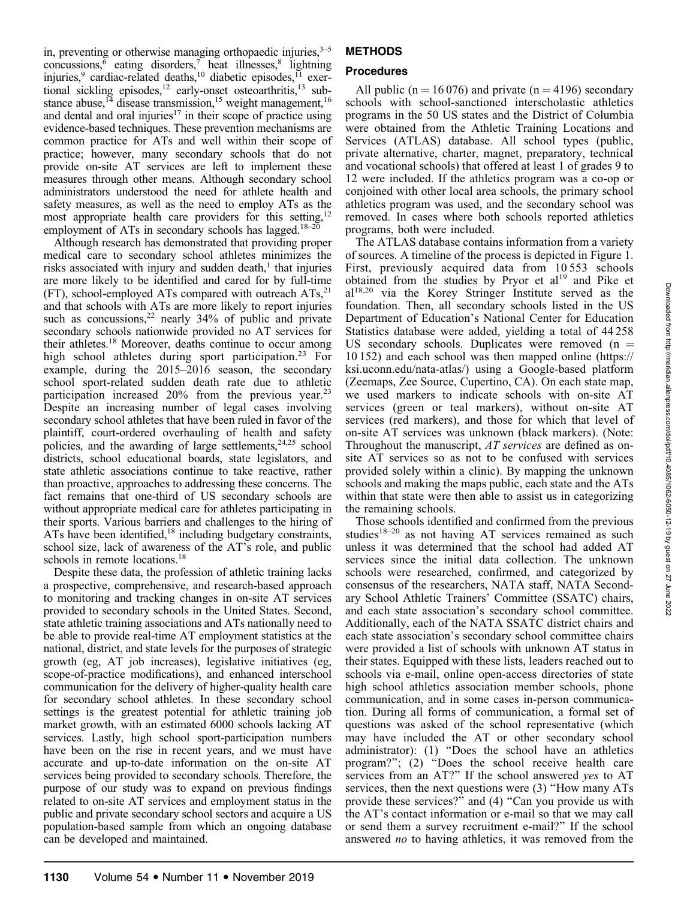in, preventing or otherwise managing orthopaedic injuries,[3–5] concussions,[6] eating disorders,[7] heat illnesses,[8] lightning injuries,[9] cardiac-related deaths,[10] diabetic episodes,[11] exertional sickling episodes,[12] early-onset osteoarthritis,[13] substance abuse,[14] disease transmission,[15] weight management,[16] and dental and oral injuries[17] in their scope of practice using evidence-based techniques. These prevention mechanisms are common practice for ATs and well within their scope of practice; however, many secondary schools that do not provide on-site AT services are left to implement these measures through other means. Although secondary school administrators understood the need for athlete health and safety measures, as well as the need to employ ATs as the most appropriate health care providers for this setting,[12] employment of ATs in secondary schools has lagged.[18–20]

Although research has demonstrated that providing proper medical care to secondary school athletes minimizes the risks associated with injury and sudden death,[1] that injuries are more likely to be identified and cared for by full-time (FT), school-employed ATs compared with outreach ATs,[21] and that schools with ATs are more likely to report injuries such as concussions,[22] nearly 34% of public and private secondary schools nationwide provided no AT services for their athletes.[18] Moreover, deaths continue to occur among high school athletes during sport participation.[23] For example, during the 2015–2016 season, the secondary school sport-related sudden death rate due to athletic participation increased 20% from the previous year.[23] Despite an increasing number of legal cases involving secondary school athletes that have been ruled in favor of the plaintiff, court-ordered overhauling of health and safety policies, and the awarding of large settlements,[24,25] school districts, school educational boards, state legislators, and state athletic associations continue to take reactive, rather than proactive, approaches to addressing these concerns. The fact remains that one-third of US secondary schools are without appropriate medical care for athletes participating in their sports. Various barriers and challenges to the hiring of ATs have been identified,[18] including budgetary constraints, school size, lack of awareness of the AT's role, and public schools in remote locations.[18]

Despite these data, the profession of athletic training lacks a prospective, comprehensive, and research-based approach to monitoring and tracking changes in on-site AT services provided to secondary schools in the United States. Second, state athletic training associations and ATs nationally need to be able to provide real-time AT employment statistics at the national, district, and state levels for the purposes of strategic growth (eg, AT job increases), legislative initiatives (eg, scope-of-practice modifications), and enhanced interschool communication for the delivery of higher-quality health care for secondary school athletes. In these secondary school settings is the greatest potential for athletic training job market growth, with an estimated 6000 schools lacking AT services. Lastly, high school sport-participation numbers have been on the rise in recent years, and we must have accurate and up-to-date information on the on-site AT services being provided to secondary schools. Therefore, the purpose of our study was to expand on previous findings related to on-site AT services and employment status in the public and private secondary school sectors and acquire a US population-based sample from which an ongoing database can be developed and maintained.

## METHODS

### Procedures

All public (n = 16 076) and private (n = 4196) secondary schools with school-sanctioned interscholastic athletics programs in the 50 US states and the District of Columbia were obtained from the Athletic Training Locations and Services (ATLAS) database. All school types (public, private alternative, charter, magnet, preparatory, technical and vocational schools) that offered at least 1 of grades 9 to 12 were included. If the athletics program was a co-op or conjoined with other local area schools, the primary school athletics program was used, and the secondary school was removed. In cases where both schools reported athletics programs, both were included.

The ATLAS database contains information from a variety of sources. A timeline of the process is depicted in Figure 1. First, previously acquired data from 10 553 schools obtained from the studies by Pryor et al[19] and Pike et al[18,20] via the Korey Stringer Institute served as the foundation. Then, all secondary schools listed in the US Department of Education's National Center for Education Statistics database were added, yielding a total of 44 258 US secondary schools. Duplicates were removed (n = 10 152) and each school was then mapped online (https://ksi.uconn.edu/nata-atlas/) using a Google-based platform (Zeemaps, Zee Source, Cupertino, CA). On each state map, we used markers to indicate schools with on-site AT services (green or teal markers), without on-site AT services (red markers), and those for which that level of on-site AT services was unknown (black markers). (Note: Throughout the manuscript, *AT services* are defined as on-site AT services so as not to be confused with services provided solely within a clinic). By mapping the unknown schools and making the maps public, each state and the ATs within that state were then able to assist us in categorizing the remaining schools.

Those schools identified and confirmed from the previous studies[18–20] as not having AT services remained as such unless it was determined that the school had added AT services since the initial data collection. The unknown schools were researched, confirmed, and categorized by consensus of the researchers, NATA staff, NATA Secondary School Athletic Trainers' Committee (SSATC) chairs, and each state association's secondary school committee. Additionally, each of the NATA SSATC district chairs and each state association's secondary school committee chairs were provided a list of schools with unknown AT status in their states. Equipped with these lists, leaders reached out to schools via e-mail, online open-access directories of state high school athletics association member schools, phone communication, and in some cases in-person communication. During all forms of communication, a formal set of questions was asked of the school representative (which may have included the AT or other secondary school administrator): (1) "Does the school have an athletics program?"; (2) "Does the school receive health care services from an AT?" If the school answered *yes* to AT services, then the next questions were (3) "How many ATs provide these services?" and (4) "Can you provide us with the AT's contact information or e-mail so that we may call or send them a survey recruitment e-mail?" If the school answered *no* to having athletics, it was removed from the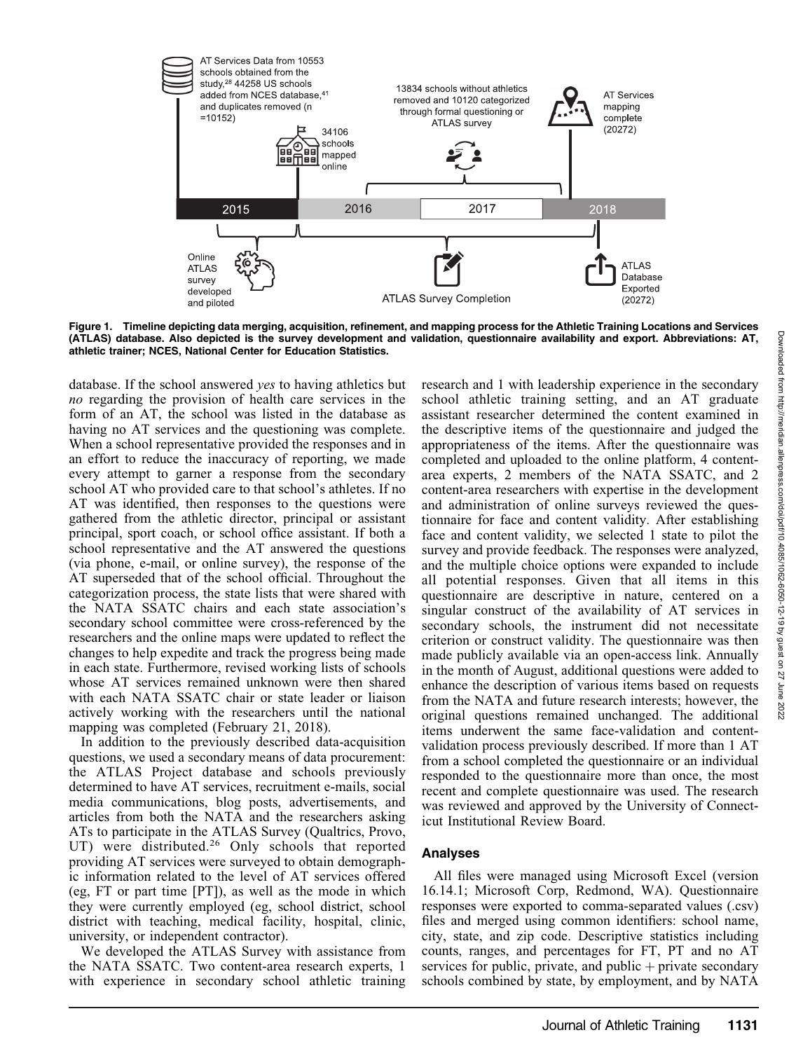AT Services Data from 10553 schools obtained from the study,[28] 44258 US schools added from NCES database,[41] and duplicates removed (n =10152)

34106 schools mapped online

13834 schools without athletics removed and 10120 categorized through formal questioning or ATLAS survey

AT Services mapping complete (20272)

2015

2016

2017

2018

Online ATLAS survey developed and piloted

ATLAS Survey Completion

ATLAS Database Exported (20272)

**Figure 1. Timeline depicting data merging, acquisition, refinement, and mapping process for the Athletic Training Locations and Services (ATLAS) database. Also depicted is the survey development and validation, questionnaire availability and export. Abbreviations: AT, athletic trainer; NCES, National Center for Education Statistics.**

database. If the school answered *yes* to having athletics but *no* regarding the provision of health care services in the form of an AT, the school was listed in the database as having no AT services and the questioning was complete. When a school representative provided the responses and in an effort to reduce the inaccuracy of reporting, we made every attempt to garner a response from the secondary school AT who provided care to that school's athletes. If no AT was identified, then responses to the questions were gathered from the athletic director, principal or assistant principal, sport coach, or school office assistant. If both a school representative and the AT answered the questions (via phone, e-mail, or online survey), the response of the AT superseded that of the school official. Throughout the categorization process, the state lists that were shared with the NATA SSATC chairs and each state association's secondary school committee were cross-referenced by the researchers and the online maps were updated to reflect the changes to help expedite and track the progress being made in each state. Furthermore, revised working lists of schools whose AT services remained unknown were then shared with each NATA SSATC chair or state leader or liaison actively working with the researchers until the national mapping was completed (February 21, 2018).

In addition to the previously described data-acquisition questions, we used a secondary means of data procurement: the ATLAS Project database and schools previously determined to have AT services, recruitment e-mails, social media communications, blog posts, advertisements, and articles from both the NATA and the researchers asking ATs to participate in the ATLAS Survey (Qualtrics, Provo, UT) were distributed.[26] Only schools that reported providing AT services were surveyed to obtain demographic information related to the level of AT services offered (eg, FT or part time [PT]), as well as the mode in which they were currently employed (eg, school district, school district with teaching, medical facility, hospital, clinic, university, or independent contractor).

We developed the ATLAS Survey with assistance from the NATA SSATC. Two content-area research experts, 1 with experience in secondary school athletic training research and 1 with leadership experience in the secondary school athletic training setting, and an AT graduate assistant researcher determined the content examined in the descriptive items of the questionnaire and judged the appropriateness of the items. After the questionnaire was completed and uploaded to the online platform, 4 content-area experts, 2 members of the NATA SSATC, and 2 content-area researchers with expertise in the development and administration of online surveys reviewed the questionnaire for face and content validity. After establishing face and content validity, we selected 1 state to pilot the survey and provide feedback. The responses were analyzed, and the multiple choice options were expanded to include all potential responses. Given that all items in this questionnaire are descriptive in nature, centered on a singular construct of the availability of AT services in secondary schools, the instrument did not necessitate criterion or construct validity. The questionnaire was then made publicly available via an open-access link. Annually in the month of August, additional questions were added to enhance the description of various items based on requests from the NATA and future research interests; however, the original questions remained unchanged. The additional items underwent the same face-validation and content-validation process previously described. If more than 1 AT from a school completed the questionnaire or an individual responded to the questionnaire more than once, the most recent and complete questionnaire was used. The research was reviewed and approved by the University of Connecticut Institutional Review Board.

### Analyses

All files were managed using Microsoft Excel (version 16.14.1; Microsoft Corp, Redmond, WA). Questionnaire responses were exported to comma-separated values (.csv) files and merged using common identifiers: school name, city, state, and zip code. Descriptive statistics including counts, ranges, and percentages for FT, PT and no AT services for public, private, and public + private secondary schools combined by state, by employment, and by NATA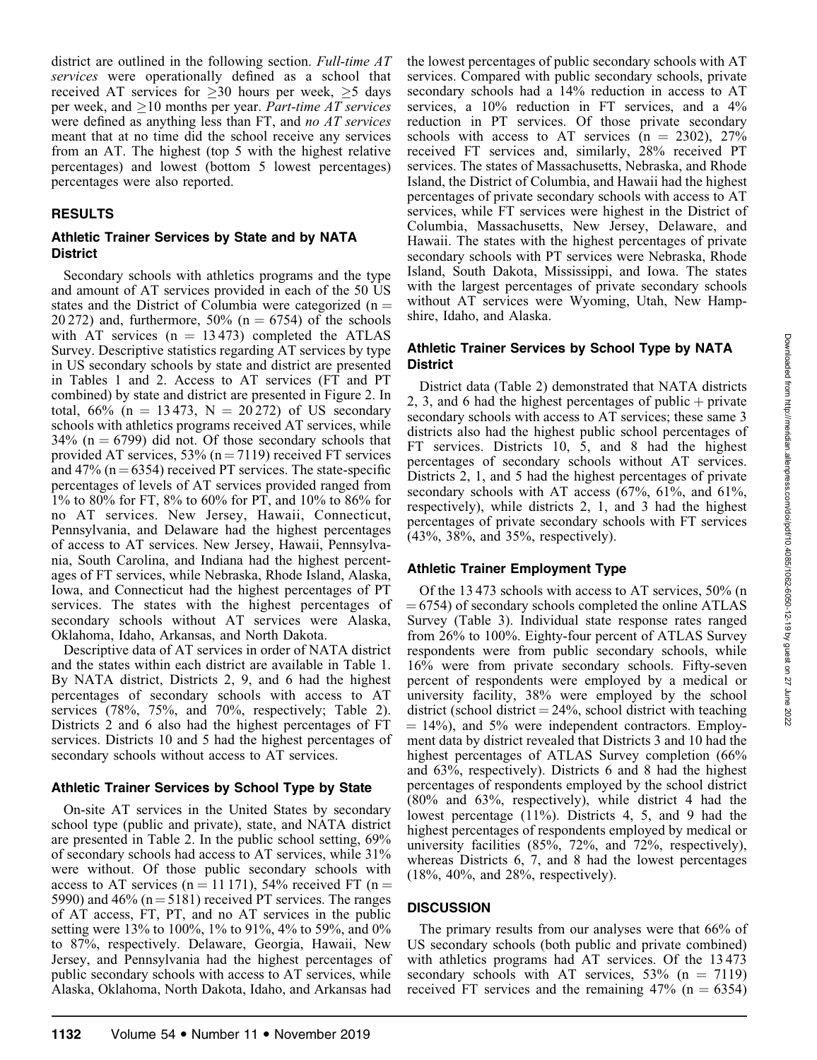district are outlined in the following section. *Full-time AT services* were operationally defined as a school that received AT services for $\geq$30 hours per week, $\geq$5 days per week, and $\geq$10 months per year. *Part-time AT services* were defined as anything less than FT, and *no AT services* meant that at no time did the school receive any services from an AT. The highest (top 5 with the highest relative percentages) and lowest (bottom 5 lowest percentages) percentages were also reported.

## RESULTS

### Athletic Trainer Services by State and by NATA District

Secondary schools with athletics programs and the type and amount of AT services provided in each of the 50 US states and the District of Columbia were categorized (n = 20 272) and, furthermore, 50% (n = 6754) of the schools with AT services (n = 13 473) completed the ATLAS Survey. Descriptive statistics regarding AT services by type in US secondary schools by state and district are presented in Tables 1 and 2. Access to AT services (FT and PT combined) by state and district are presented in Figure 2. In total, 66% (n = 13 473, N = 20 272) of US secondary schools with athletics programs received AT services, while 34% (n = 6799) did not. Of those secondary schools that provided AT services, 53% (n = 7119) received FT services and 47% (n = 6354) received PT services. The state-specific percentages of levels of AT services provided ranged from 1% to 80% for FT, 8% to 60% for PT, and 10% to 86% for no AT services. New Jersey, Hawaii, Connecticut, Pennsylvania, and Delaware had the highest percentages of access to AT services. New Jersey, Hawaii, Pennsylvania, South Carolina, and Indiana had the highest percentages of FT services, while Nebraska, Rhode Island, Alaska, Iowa, and Connecticut had the highest percentages of PT services. The states with the highest percentages of secondary schools without AT services were Alaska, Oklahoma, Idaho, Arkansas, and North Dakota.

Descriptive data of AT services in order of NATA district and the states within each district are available in Table 1. By NATA district, Districts 2, 9, and 6 had the highest percentages of secondary schools with access to AT services (78%, 75%, and 70%, respectively; Table 2). Districts 2 and 6 also had the highest percentages of FT services. Districts 10 and 5 had the highest percentages of secondary schools without access to AT services.

### Athletic Trainer Services by School Type by State

On-site AT services in the United States by secondary school type (public and private), state, and NATA district are presented in Table 2. In the public school setting, 69% of secondary schools had access to AT services, while 31% were without. Of those public secondary schools with access to AT services (n = 11 171), 54% received FT (n = 5990) and 46% (n = 5181) received PT services. The ranges of AT access, FT, PT, and no AT services in the public setting were 13% to 100%, 1% to 91%, 4% to 59%, and 0% to 87%, respectively. Delaware, Georgia, Hawaii, New Jersey, and Pennsylvania had the highest percentages of public secondary schools with access to AT services, while Alaska, Oklahoma, North Dakota, Idaho, and Arkansas had the lowest percentages of public secondary schools with AT services. Compared with public secondary schools, private secondary schools had a 14% reduction in access to AT services, a 10% reduction in FT services, and a 4% reduction in PT services. Of those private secondary schools with access to AT services (n = 2302), 27% received FT services and, similarly, 28% received PT services. The states of Massachusetts, Nebraska, and Rhode Island, the District of Columbia, and Hawaii had the highest percentages of private secondary schools with access to AT services, while FT services were highest in the District of Columbia, Massachusetts, New Jersey, Delaware, and Hawaii. The states with the highest percentages of private secondary schools with PT services were Nebraska, Rhode Island, South Dakota, Mississippi, and Iowa. The states with the largest percentages of private secondary schools without AT services were Wyoming, Utah, New Hampshire, Idaho, and Alaska.

### Athletic Trainer Services by School Type by NATA District

District data (Table 2) demonstrated that NATA districts 2, 3, and 6 had the highest percentages of public + private secondary schools with access to AT services; these same 3 districts also had the highest public school percentages of FT services. Districts 10, 5, and 8 had the highest percentages of secondary schools without AT services. Districts 2, 1, and 5 had the highest percentages of private secondary schools with AT access (67%, 61%, and 61%, respectively), while districts 2, 1, and 3 had the highest percentages of private secondary schools with FT services (43%, 38%, and 35%, respectively).

### Athletic Trainer Employment Type

Of the 13 473 schools with access to AT services, 50% (n = 6754) of secondary schools completed the online ATLAS Survey (Table 3). Individual state response rates ranged from 26% to 100%. Eighty-four percent of ATLAS Survey respondents were from public secondary schools, while 16% were from private secondary schools. Fifty-seven percent of respondents were employed by a medical or university facility, 38% were employed by the school district (school district = 24%, school district with teaching = 14%), and 5% were independent contractors. Employment data by district revealed that Districts 3 and 10 had the highest percentages of ATLAS Survey completion (66% and 63%, respectively). Districts 6 and 8 had the highest percentages of respondents employed by the school district (80% and 63%, respectively), while district 4 had the lowest percentage (11%). Districts 4, 5, and 9 had the highest percentages of respondents employed by medical or university facilities (85%, 72%, and 72%, respectively), whereas Districts 6, 7, and 8 had the lowest percentages (18%, 40%, and 28%, respectively).

## DISCUSSION

The primary results from our analyses were that 66% of US secondary schools (both public and private combined) with athletics programs had AT services. Of the 13 473 secondary schools with AT services, 53% (n = 7119) received FT services and the remaining 47% (n = 6354)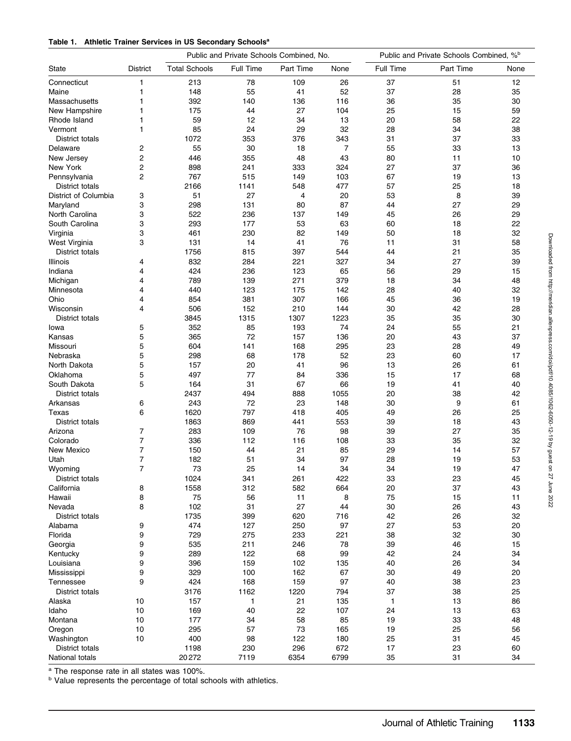**Table 1. Athletic Trainer Services in US Secondary Schools[a]**

| | | Public and Private Schools Combined, No. | | | | Public and Private Schools Combined, %[b] | | |
|---|---|---|---|---|---|---|---|---|
| State | District | Total Schools | Full Time | Part Time | None | Full Time | Part Time | None |
| Connecticut | 1 | 213 | 78 | 109 | 26 | 37 | 51 | 12 |
| Maine | 1 | 148 | 55 | 41 | 52 | 37 | 28 | 35 |
| Massachusetts | 1 | 392 | 140 | 136 | 116 | 36 | 35 | 30 |
| New Hampshire | 1 | 175 | 44 | 27 | 104 | 25 | 15 | 59 |
| Rhode Island | 1 | 59 | 12 | 34 | 13 | 20 | 58 | 22 |
| Vermont | 1 | 85 | 24 | 29 | 32 | 28 | 34 | 38 |
| District totals | | 1072 | 353 | 376 | 343 | 31 | 37 | 33 |
| Delaware | 2 | 55 | 30 | 18 | 7 | 55 | 33 | 13 |
| New Jersey | 2 | 446 | 355 | 48 | 43 | 80 | 11 | 10 |
| New York | 2 | 898 | 241 | 333 | 324 | 27 | 37 | 36 |
| Pennsylvania | 2 | 767 | 515 | 149 | 103 | 67 | 19 | 13 |
| District totals | | 2166 | 1141 | 548 | 477 | 57 | 25 | 18 |
| District of Columbia | 3 | 51 | 27 | 4 | 20 | 53 | 8 | 39 |
| Maryland | 3 | 298 | 131 | 80 | 87 | 44 | 27 | 29 |
| North Carolina | 3 | 522 | 236 | 137 | 149 | 45 | 26 | 29 |
| South Carolina | 3 | 293 | 177 | 53 | 63 | 60 | 18 | 22 |
| Virginia | 3 | 461 | 230 | 82 | 149 | 50 | 18 | 32 |
| West Virginia | 3 | 131 | 14 | 41 | 76 | 11 | 31 | 58 |
| District totals | | 1756 | 815 | 397 | 544 | 44 | 21 | 35 |
| Illinois | 4 | 832 | 284 | 221 | 327 | 34 | 27 | 39 |
| Indiana | 4 | 424 | 236 | 123 | 65 | 56 | 29 | 15 |
| Michigan | 4 | 789 | 139 | 271 | 379 | 18 | 34 | 48 |
| Minnesota | 4 | 440 | 123 | 175 | 142 | 28 | 40 | 32 |
| Ohio | 4 | 854 | 381 | 307 | 166 | 45 | 36 | 19 |
| Wisconsin | 4 | 506 | 152 | 210 | 144 | 30 | 42 | 28 |
| District totals | | 3845 | 1315 | 1307 | 1223 | 35 | 35 | 30 |
| Iowa | 5 | 352 | 85 | 193 | 74 | 24 | 55 | 21 |
| Kansas | 5 | 365 | 72 | 157 | 136 | 20 | 43 | 37 |
| Missouri | 5 | 604 | 141 | 168 | 295 | 23 | 28 | 49 |
| Nebraska | 5 | 298 | 68 | 178 | 52 | 23 | 60 | 17 |
| North Dakota | 5 | 157 | 20 | 41 | 96 | 13 | 26 | 61 |
| Oklahoma | 5 | 497 | 77 | 84 | 336 | 15 | 17 | 68 |
| South Dakota | 5 | 164 | 31 | 67 | 66 | 19 | 41 | 40 |
| District totals | | 2437 | 494 | 888 | 1055 | 20 | 38 | 42 |
| Arkansas | 6 | 243 | 72 | 23 | 148 | 30 | 9 | 61 |
| Texas | 6 | 1620 | 797 | 418 | 405 | 49 | 26 | 25 |
| District totals | | 1863 | 869 | 441 | 553 | 39 | 18 | 43 |
| Arizona | 7 | 283 | 109 | 76 | 98 | 39 | 27 | 35 |
| Colorado | 7 | 336 | 112 | 116 | 108 | 33 | 35 | 32 |
| New Mexico | 7 | 150 | 44 | 21 | 85 | 29 | 14 | 57 |
| Utah | 7 | 182 | 51 | 34 | 97 | 28 | 19 | 53 |
| Wyoming | 7 | 73 | 25 | 14 | 34 | 34 | 19 | 47 |
| District totals | | 1024 | 341 | 261 | 422 | 33 | 23 | 45 |
| California | 8 | 1558 | 312 | 582 | 664 | 20 | 37 | 43 |
| Hawaii | 8 | 75 | 56 | 11 | 8 | 75 | 15 | 11 |
| Nevada | 8 | 102 | 31 | 27 | 44 | 30 | 26 | 43 |
| District totals | | 1735 | 399 | 620 | 716 | 42 | 26 | 32 |
| Alabama | 9 | 474 | 127 | 250 | 97 | 27 | 53 | 20 |
| Florida | 9 | 729 | 275 | 233 | 221 | 38 | 32 | 30 |
| Georgia | 9 | 535 | 211 | 246 | 78 | 39 | 46 | 15 |
| Kentucky | 9 | 289 | 122 | 68 | 99 | 42 | 24 | 34 |
| Louisiana | 9 | 396 | 159 | 102 | 135 | 40 | 26 | 34 |
| Mississippi | 9 | 329 | 100 | 162 | 67 | 30 | 49 | 20 |
| Tennessee | 9 | 424 | 168 | 159 | 97 | 40 | 38 | 23 |
| District totals | | 3176 | 1162 | 1220 | 794 | 37 | 38 | 25 |
| Alaska | 10 | 157 | 1 | 21 | 135 | 1 | 13 | 86 |
| Idaho | 10 | 169 | 40 | 22 | 107 | 24 | 13 | 63 |
| Montana | 10 | 177 | 34 | 58 | 85 | 19 | 33 | 48 |
| Oregon | 10 | 295 | 57 | 73 | 165 | 19 | 25 | 56 |
| Washington | 10 | 400 | 98 | 122 | 180 | 25 | 31 | 45 |
| District totals | | 1198 | 230 | 296 | 672 | 17 | 23 | 60 |
| National totals | | 20 272 | 7119 | 6354 | 6799 | 35 | 31 | 34 |

[a] The response rate in all states was 100%.

[b] Value represents the percentage of total schools with athletics.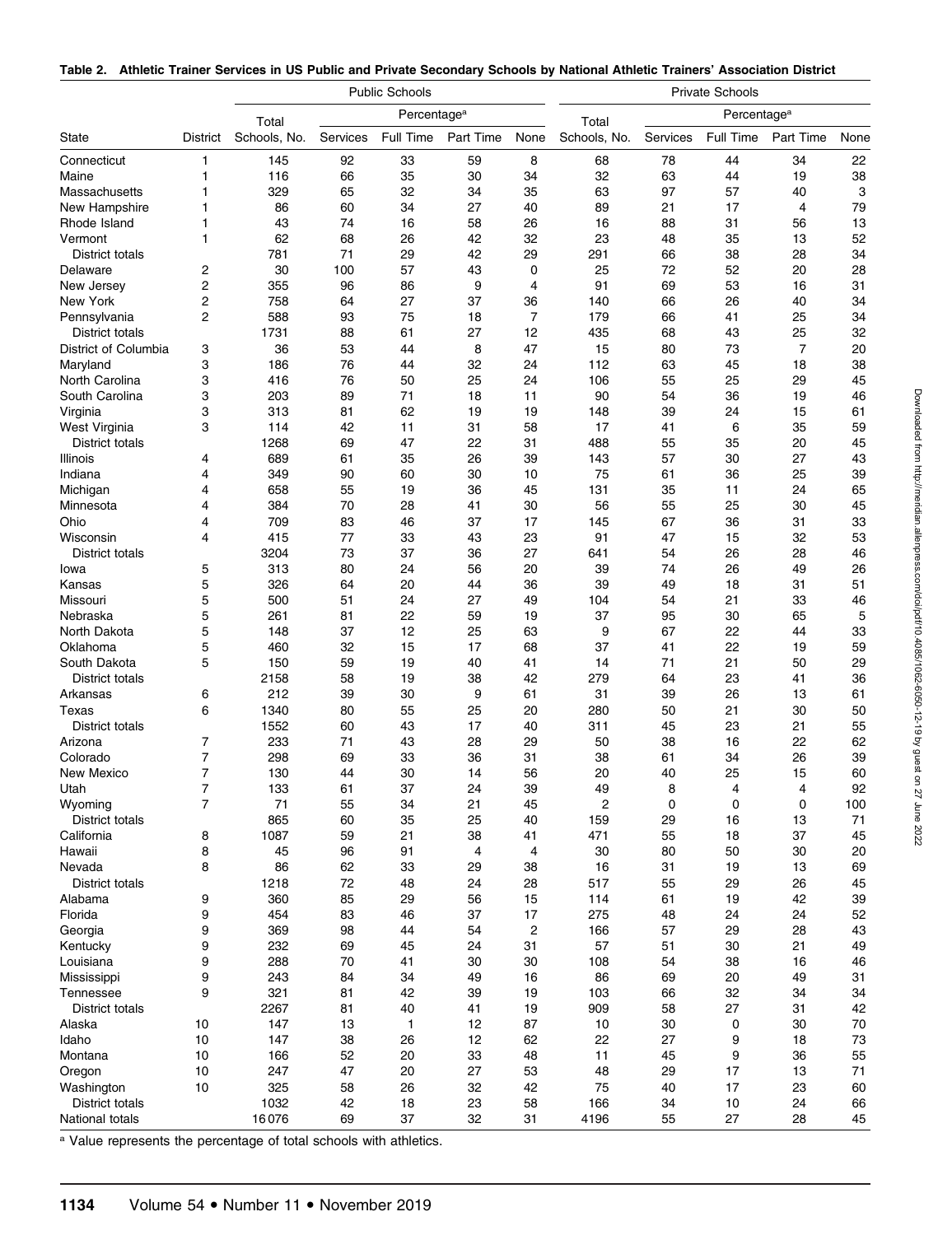**Table 2. Athletic Trainer Services in US Public and Private Secondary Schools by National Athletic Trainers' Association District**

| | | Public Schools | | | | | Private Schools | | | | |
|---|---|---|---|---|---|---|---|---|---|---|---|
| | | Total | Percentage[a] | | | | Total | Percentage[a] | | | |
| State | District | Schools, No. | Services | Full Time | Part Time | None | Schools, No. | Services | Full Time | Part Time | None |
| Connecticut | 1 | 145 | 92 | 33 | 59 | 8 | 68 | 78 | 44 | 34 | 22 |
| Maine | 1 | 116 | 66 | 35 | 30 | 34 | 32 | 63 | 44 | 19 | 38 |
| Massachusetts | 1 | 329 | 65 | 32 | 34 | 35 | 63 | 97 | 57 | 40 | 3 |
| New Hampshire | 1 | 86 | 60 | 34 | 27 | 40 | 89 | 21 | 17 | 4 | 79 |
| Rhode Island | 1 | 43 | 74 | 16 | 58 | 26 | 16 | 88 | 31 | 56 | 13 |
| Vermont | 1 | 62 | 68 | 26 | 42 | 32 | 23 | 48 | 35 | 13 | 52 |
| District totals | | 781 | 71 | 29 | 42 | 29 | 291 | 66 | 38 | 28 | 34 |
| Delaware | 2 | 30 | 100 | 57 | 43 | 0 | 25 | 72 | 52 | 20 | 28 |
| New Jersey | 2 | 355 | 96 | 86 | 9 | 4 | 91 | 69 | 53 | 16 | 31 |
| New York | 2 | 758 | 64 | 27 | 37 | 36 | 140 | 66 | 26 | 40 | 34 |
| Pennsylvania | 2 | 588 | 93 | 75 | 18 | 7 | 179 | 66 | 41 | 25 | 34 |
| District totals | | 1731 | 88 | 61 | 27 | 12 | 435 | 68 | 43 | 25 | 32 |
| District of Columbia | 3 | 36 | 53 | 44 | 8 | 47 | 15 | 80 | 73 | 7 | 20 |
| Maryland | 3 | 186 | 76 | 44 | 32 | 24 | 112 | 63 | 45 | 18 | 38 |
| North Carolina | 3 | 416 | 76 | 50 | 25 | 24 | 106 | 55 | 25 | 29 | 45 |
| South Carolina | 3 | 203 | 89 | 71 | 18 | 11 | 90 | 54 | 36 | 19 | 46 |
| Virginia | 3 | 313 | 81 | 62 | 19 | 19 | 148 | 39 | 24 | 15 | 61 |
| West Virginia | 3 | 114 | 42 | 11 | 31 | 58 | 17 | 41 | 6 | 35 | 59 |
| District totals | | 1268 | 69 | 47 | 22 | 31 | 488 | 55 | 35 | 20 | 45 |
| Illinois | 4 | 689 | 61 | 35 | 26 | 39 | 143 | 57 | 30 | 27 | 43 |
| Indiana | 4 | 349 | 90 | 60 | 30 | 10 | 75 | 61 | 36 | 25 | 39 |
| Michigan | 4 | 658 | 55 | 19 | 36 | 45 | 131 | 35 | 11 | 24 | 65 |
| Minnesota | 4 | 384 | 70 | 28 | 41 | 30 | 56 | 55 | 25 | 30 | 45 |
| Ohio | 4 | 709 | 83 | 46 | 37 | 17 | 145 | 67 | 36 | 31 | 33 |
| Wisconsin | 4 | 415 | 77 | 33 | 43 | 23 | 91 | 47 | 15 | 32 | 53 |
| District totals | | 3204 | 73 | 37 | 36 | 27 | 641 | 54 | 26 | 28 | 46 |
| Iowa | 5 | 313 | 80 | 24 | 56 | 20 | 39 | 74 | 26 | 49 | 26 |
| Kansas | 5 | 326 | 64 | 20 | 44 | 36 | 39 | 49 | 18 | 31 | 51 |
| Missouri | 5 | 500 | 51 | 24 | 27 | 49 | 104 | 54 | 21 | 33 | 46 |
| Nebraska | 5 | 261 | 81 | 22 | 59 | 19 | 37 | 95 | 30 | 65 | 5 |
| North Dakota | 5 | 148 | 37 | 12 | 25 | 63 | 9 | 67 | 22 | 44 | 33 |
| Oklahoma | 5 | 460 | 32 | 15 | 17 | 68 | 37 | 41 | 22 | 19 | 59 |
| South Dakota | 5 | 150 | 59 | 19 | 40 | 41 | 14 | 71 | 21 | 50 | 29 |
| District totals | | 2158 | 58 | 19 | 38 | 42 | 279 | 64 | 23 | 41 | 36 |
| Arkansas | 6 | 212 | 39 | 30 | 9 | 61 | 31 | 39 | 26 | 13 | 61 |
| Texas | 6 | 1340 | 80 | 55 | 25 | 20 | 280 | 50 | 21 | 30 | 50 |
| District totals | | 1552 | 60 | 43 | 17 | 40 | 311 | 45 | 23 | 21 | 55 |
| Arizona | 7 | 233 | 71 | 43 | 28 | 29 | 50 | 38 | 16 | 22 | 62 |
| Colorado | 7 | 298 | 69 | 33 | 36 | 31 | 38 | 61 | 34 | 26 | 39 |
| New Mexico | 7 | 130 | 44 | 30 | 14 | 56 | 20 | 40 | 25 | 15 | 60 |
| Utah | 7 | 133 | 61 | 37 | 24 | 39 | 49 | 8 | 4 | 4 | 92 |
| Wyoming | 7 | 71 | 55 | 34 | 21 | 45 | 2 | 0 | 0 | 0 | 100 |
| District totals | | 865 | 60 | 35 | 25 | 40 | 159 | 29 | 16 | 13 | 71 |
| California | 8 | 1087 | 59 | 21 | 38 | 41 | 471 | 55 | 18 | 37 | 45 |
| Hawaii | 8 | 45 | 96 | 91 | 4 | 4 | 30 | 80 | 50 | 30 | 20 |
| Nevada | 8 | 86 | 62 | 33 | 29 | 38 | 16 | 31 | 19 | 13 | 69 |
| District totals | | 1218 | 72 | 48 | 24 | 28 | 517 | 55 | 29 | 26 | 45 |
| Alabama | 9 | 360 | 85 | 29 | 56 | 15 | 114 | 61 | 19 | 42 | 39 |
| Florida | 9 | 454 | 83 | 46 | 37 | 17 | 275 | 48 | 24 | 24 | 52 |
| Georgia | 9 | 369 | 98 | 44 | 54 | 2 | 166 | 57 | 29 | 28 | 43 |
| Kentucky | 9 | 232 | 69 | 45 | 24 | 31 | 57 | 51 | 30 | 21 | 49 |
| Louisiana | 9 | 288 | 70 | 41 | 30 | 30 | 108 | 54 | 38 | 16 | 46 |
| Mississippi | 9 | 243 | 84 | 34 | 49 | 16 | 86 | 69 | 20 | 49 | 31 |
| Tennessee | 9 | 321 | 81 | 42 | 39 | 19 | 103 | 66 | 32 | 34 | 34 |
| District totals | | 2267 | 81 | 40 | 41 | 19 | 909 | 58 | 27 | 31 | 42 |
| Alaska | 10 | 147 | 13 | 1 | 12 | 87 | 10 | 30 | 0 | 30 | 70 |
| Idaho | 10 | 147 | 38 | 26 | 12 | 62 | 22 | 27 | 9 | 18 | 73 |
| Montana | 10 | 166 | 52 | 20 | 33 | 48 | 11 | 45 | 9 | 36 | 55 |
| Oregon | 10 | 247 | 47 | 20 | 27 | 53 | 48 | 29 | 17 | 13 | 71 |
| Washington | 10 | 325 | 58 | 26 | 32 | 42 | 75 | 40 | 17 | 23 | 60 |
| District totals | | 1032 | 42 | 18 | 23 | 58 | 166 | 34 | 10 | 24 | 66 |
| National totals | | 16076 | 69 | 37 | 32 | 31 | 4196 | 55 | 27 | 28 | 45 |

[a] Value represents the percentage of total schools with athletics.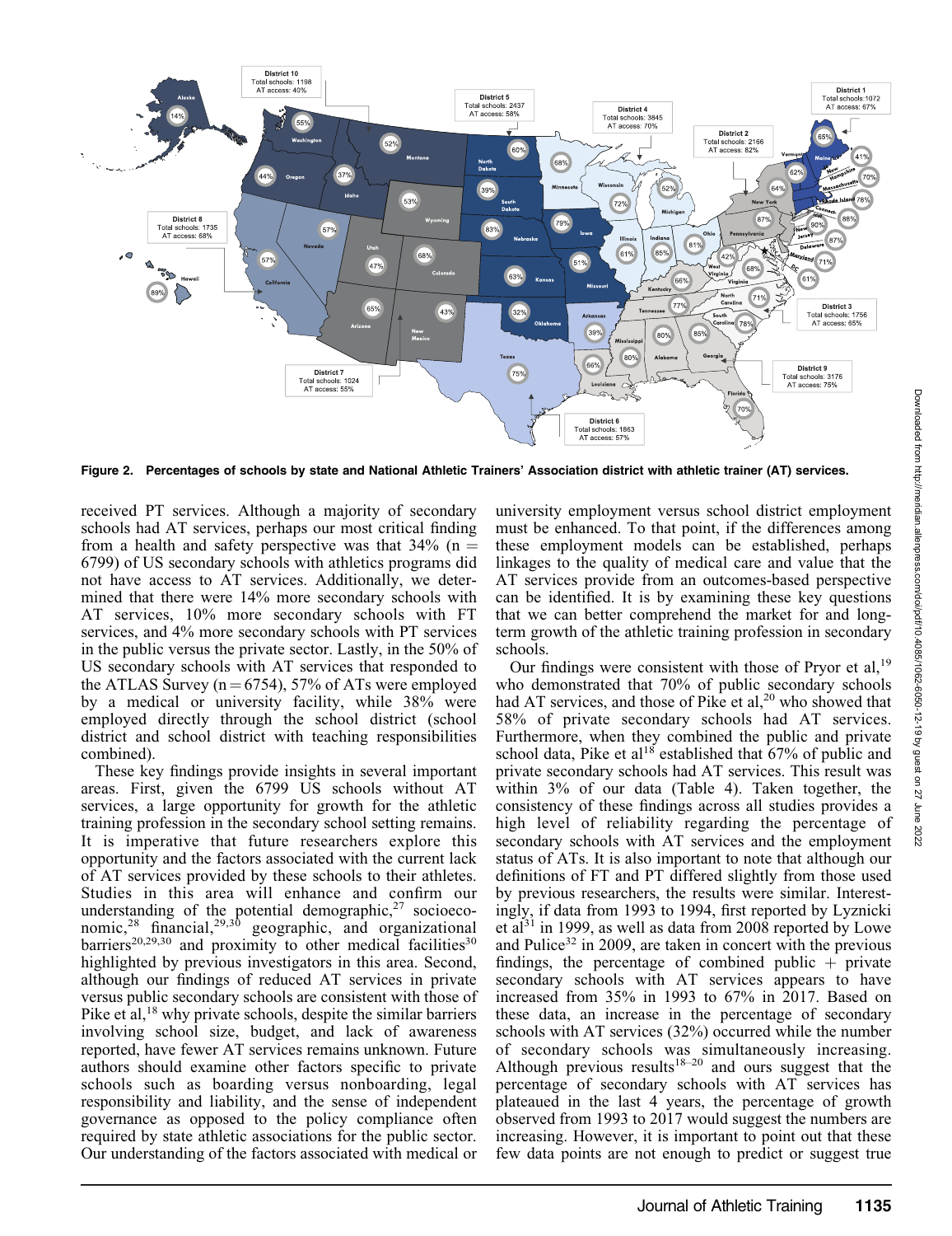Figure 2. Percentages of schools by state and National Athletic Trainers' Association district with athletic trainer (AT) services.

received PT services. Although a majority of secondary schools had AT services, perhaps our most critical finding from a health and safety perspective was that 34% (n = 6799) of US secondary schools with athletics programs did not have access to AT services. Additionally, we determined that there were 14% more secondary schools with AT services, 10% more secondary schools with FT services, and 4% more secondary schools with PT services in the public versus the private sector. Lastly, in the 50% of US secondary schools with AT services that responded to the ATLAS Survey (n = 6754), 57% of ATs were employed by a medical or university facility, while 38% were employed directly through the school district (school district and school district with teaching responsibilities combined).

These key findings provide insights in several important areas. First, given the 6799 US schools without AT services, a large opportunity for growth for the athletic training profession in the secondary school setting remains. It is imperative that future researchers explore this opportunity and the factors associated with the current lack of AT services provided by these schools to their athletes. Studies in this area will enhance and confirm our understanding of the potential demographic,[27] socioeconomic,[28] financial,[29,30] geographic, and organizational barriers[20,29,30] and proximity to other medical facilities[30] highlighted by previous investigators in this area. Second, although our findings of reduced AT services in private versus public secondary schools are consistent with those of Pike et al,[18] why private schools, despite the similar barriers involving school size, budget, and lack of awareness reported, have fewer AT services remains unknown. Future authors should examine other factors specific to private schools such as boarding versus nonboarding, legal responsibility and liability, and the sense of independent governance as opposed to the policy compliance often required by state athletic associations for the public sector. Our understanding of the factors associated with medical or university employment versus school district employment must be enhanced. To that point, if the differences among these employment models can be established, perhaps linkages to the quality of medical care and value that the AT services provide from an outcomes-based perspective can be identified. It is by examining these key questions that we can better comprehend the market for and long-term growth of the athletic training profession in secondary schools.

Our findings were consistent with those of Pryor et al,[19] who demonstrated that 70% of public secondary schools had AT services, and those of Pike et al,[20] who showed that 58% of private secondary schools had AT services. Furthermore, when they combined the public and private school data, Pike et al[18] established that 67% of public and private secondary schools had AT services. This result was within 3% of our data (Table 4). Taken together, the consistency of these findings across all studies provides a high level of reliability regarding the percentage of secondary schools with AT services and the employment status of ATs. It is also important to note that although our definitions of FT and PT differed slightly from those used by previous researchers, the results were similar. Interestingly, if data from 1993 to 1994, first reported by Lyznicki et al[31] in 1999, as well as data from 2008 reported by Lowe and Pulice[32] in 2009, are taken in concert with the previous findings, the percentage of combined public + private secondary schools with AT services appears to have increased from 35% in 1993 to 67% in 2017. Based on these data, an increase in the percentage of secondary schools with AT services (32%) occurred while the number of secondary schools was simultaneously increasing. Although previous results[18–20] and ours suggest that the percentage of secondary schools with AT services has plateaued in the last 4 years, the percentage of growth observed from 1993 to 2017 would suggest the numbers are increasing. However, it is important to point out that these few data points are not enough to predict or suggest true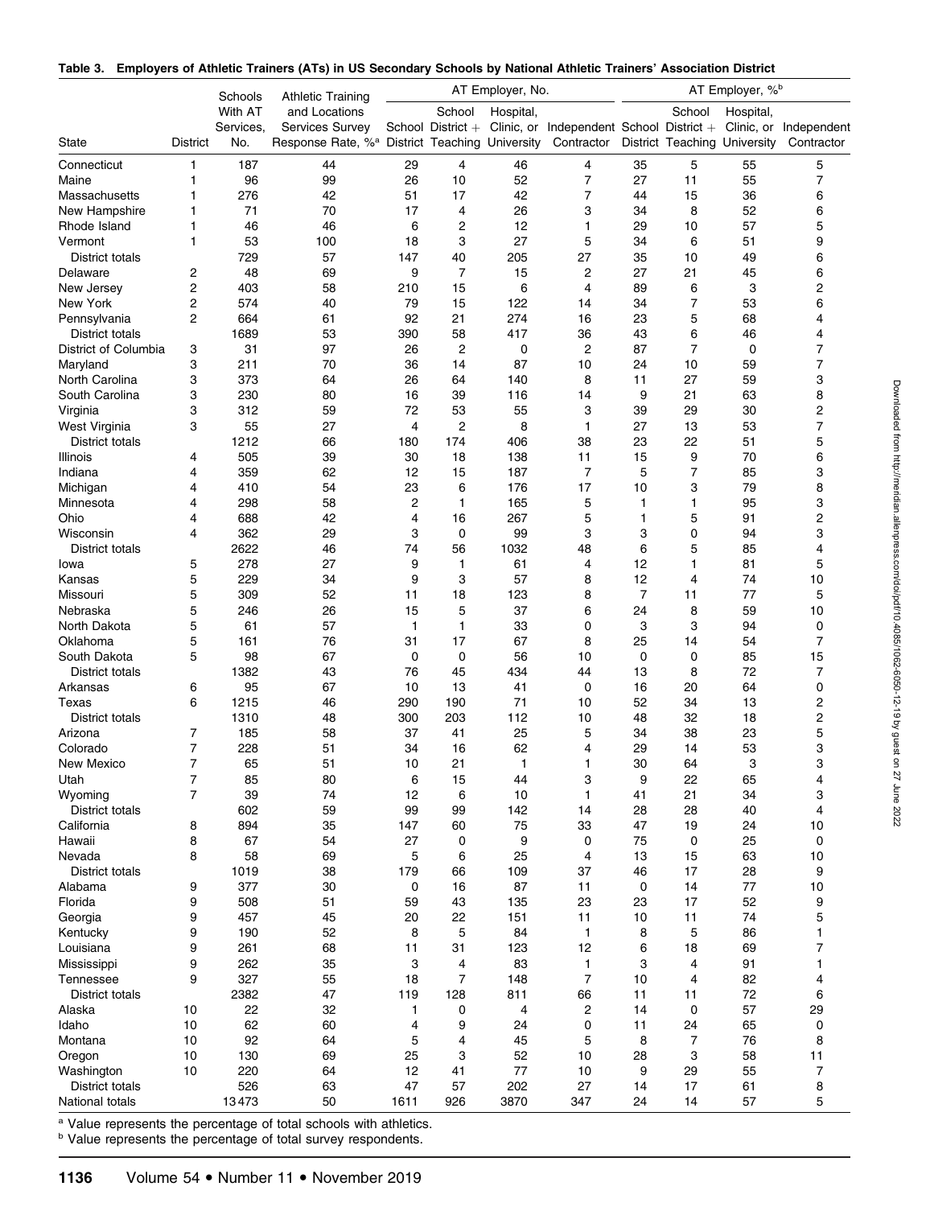**Table 3. Employers of Athletic Trainers (ATs) in US Secondary Schools by National Athletic Trainers' Association District**

| State | District | Schools With AT Services, No. | Athletic Training and Locations Services Survey Response Rate, %[a] | AT Employer, No. | | | | AT Employer, %[b] | | | |
|---|---|---|---|---|---|---|---|---|---|---|---|
| | | | | School District | School District + Teaching | Hospital, Clinic, or University | Independent Contractor | School District | School District + Teaching | Hospital, Clinic, or University | Independent Contractor |
| Connecticut | 1 | 187 | 44 | 29 | 4 | 46 | 4 | 35 | 5 | 55 | 5 |
| Maine | 1 | 96 | 99 | 26 | 10 | 52 | 7 | 27 | 11 | 55 | 7 |
| Massachusetts | 1 | 276 | 42 | 51 | 17 | 42 | 7 | 44 | 15 | 36 | 6 |
| New Hampshire | 1 | 71 | 70 | 17 | 4 | 26 | 3 | 34 | 8 | 52 | 6 |
| Rhode Island | 1 | 46 | 46 | 6 | 2 | 12 | 1 | 29 | 10 | 57 | 5 |
| Vermont | 1 | 53 | 100 | 18 | 3 | 27 | 5 | 34 | 6 | 51 | 9 |
| District totals | | 729 | 57 | 147 | 40 | 205 | 27 | 35 | 10 | 49 | 6 |
| Delaware | 2 | 48 | 69 | 9 | 7 | 15 | 2 | 27 | 21 | 45 | 6 |
| New Jersey | 2 | 403 | 58 | 210 | 15 | 6 | 4 | 89 | 6 | 3 | 2 |
| New York | 2 | 574 | 40 | 79 | 15 | 122 | 14 | 34 | 7 | 53 | 6 |
| Pennsylvania | 2 | 664 | 61 | 92 | 21 | 274 | 16 | 23 | 5 | 68 | 4 |
| District totals | | 1689 | 53 | 390 | 58 | 417 | 36 | 43 | 6 | 46 | 4 |
| District of Columbia | 3 | 31 | 97 | 26 | 2 | 0 | 2 | 87 | 7 | 0 | 7 |
| Maryland | 3 | 211 | 70 | 36 | 14 | 87 | 10 | 24 | 10 | 59 | 7 |
| North Carolina | 3 | 373 | 64 | 26 | 64 | 140 | 8 | 11 | 27 | 59 | 3 |
| South Carolina | 3 | 230 | 80 | 16 | 39 | 116 | 14 | 9 | 21 | 63 | 8 |
| Virginia | 3 | 312 | 59 | 72 | 53 | 55 | 3 | 39 | 29 | 30 | 2 |
| West Virginia | 3 | 55 | 27 | 4 | 2 | 8 | 1 | 27 | 13 | 53 | 7 |
| District totals | | 1212 | 66 | 180 | 174 | 406 | 38 | 23 | 22 | 51 | 5 |
| Illinois | 4 | 505 | 39 | 30 | 18 | 138 | 11 | 15 | 9 | 70 | 6 |
| Indiana | 4 | 359 | 62 | 12 | 15 | 187 | 7 | 5 | 7 | 85 | 3 |
| Michigan | 4 | 410 | 54 | 23 | 6 | 176 | 17 | 10 | 3 | 79 | 8 |
| Minnesota | 4 | 298 | 58 | 2 | 1 | 165 | 5 | 1 | 1 | 95 | 3 |
| Ohio | 4 | 688 | 42 | 4 | 16 | 267 | 5 | 1 | 5 | 91 | 2 |
| Wisconsin | 4 | 362 | 29 | 3 | 0 | 99 | 3 | 3 | 0 | 94 | 3 |
| District totals | | 2622 | 46 | 74 | 56 | 1032 | 48 | 6 | 5 | 85 | 4 |
| Iowa | 5 | 278 | 27 | 9 | 1 | 61 | 4 | 12 | 1 | 81 | 5 |
| Kansas | 5 | 229 | 34 | 9 | 3 | 57 | 8 | 12 | 4 | 74 | 10 |
| Missouri | 5 | 309 | 52 | 11 | 18 | 123 | 8 | 7 | 11 | 77 | 5 |
| Nebraska | 5 | 246 | 26 | 15 | 5 | 37 | 6 | 24 | 8 | 59 | 10 |
| North Dakota | 5 | 61 | 57 | 1 | 1 | 33 | 0 | 3 | 3 | 94 | 0 |
| Oklahoma | 5 | 161 | 76 | 31 | 17 | 67 | 8 | 25 | 14 | 54 | 7 |
| South Dakota | 5 | 98 | 67 | 0 | 0 | 56 | 10 | 0 | 0 | 85 | 15 |
| District totals | | 1382 | 43 | 76 | 45 | 434 | 44 | 13 | 8 | 72 | 7 |
| Arkansas | 6 | 95 | 67 | 10 | 13 | 41 | 0 | 16 | 20 | 64 | 0 |
| Texas | 6 | 1215 | 46 | 290 | 190 | 71 | 10 | 52 | 34 | 13 | 2 |
| District totals | | 1310 | 48 | 300 | 203 | 112 | 10 | 48 | 32 | 18 | 2 |
| Arizona | 7 | 185 | 58 | 37 | 41 | 25 | 5 | 34 | 38 | 23 | 5 |
| Colorado | 7 | 228 | 51 | 34 | 16 | 62 | 4 | 29 | 14 | 53 | 3 |
| New Mexico | 7 | 65 | 51 | 10 | 21 | 1 | 1 | 30 | 64 | 3 | 3 |
| Utah | 7 | 85 | 80 | 6 | 15 | 44 | 3 | 9 | 22 | 65 | 4 |
| Wyoming | 7 | 39 | 74 | 12 | 6 | 10 | 1 | 41 | 21 | 34 | 3 |
| District totals | | 602 | 59 | 99 | 99 | 142 | 14 | 28 | 28 | 40 | 4 |
| California | 8 | 894 | 35 | 147 | 60 | 75 | 33 | 47 | 19 | 24 | 10 |
| Hawaii | 8 | 67 | 54 | 27 | 0 | 9 | 0 | 75 | 0 | 25 | 0 |
| Nevada | 8 | 58 | 69 | 5 | 6 | 25 | 4 | 13 | 15 | 63 | 10 |
| District totals | | 1019 | 38 | 179 | 66 | 109 | 37 | 46 | 17 | 28 | 9 |
| Alabama | 9 | 377 | 30 | 0 | 16 | 87 | 11 | 0 | 14 | 77 | 10 |
| Florida | 9 | 508 | 51 | 59 | 43 | 135 | 23 | 23 | 17 | 52 | 9 |
| Georgia | 9 | 457 | 45 | 20 | 22 | 151 | 11 | 10 | 11 | 74 | 5 |
| Kentucky | 9 | 190 | 52 | 8 | 5 | 84 | 1 | 8 | 5 | 86 | 1 |
| Louisiana | 9 | 261 | 68 | 11 | 31 | 123 | 12 | 6 | 18 | 69 | 7 |
| Mississippi | 9 | 262 | 35 | 3 | 4 | 83 | 1 | 3 | 4 | 91 | 1 |
| Tennessee | 9 | 327 | 55 | 18 | 7 | 148 | 7 | 10 | 4 | 82 | 4 |
| District totals | | 2382 | 47 | 119 | 128 | 811 | 66 | 11 | 11 | 72 | 6 |
| Alaska | 10 | 22 | 32 | 1 | 0 | 4 | 2 | 14 | 0 | 57 | 29 |
| Idaho | 10 | 62 | 60 | 4 | 9 | 24 | 0 | 11 | 24 | 65 | 0 |
| Montana | 10 | 92 | 64 | 5 | 4 | 45 | 5 | 8 | 7 | 76 | 8 |
| Oregon | 10 | 130 | 69 | 25 | 3 | 52 | 10 | 28 | 3 | 58 | 11 |
| Washington | 10 | 220 | 64 | 12 | 41 | 77 | 10 | 9 | 29 | 55 | 7 |
| District totals | | 526 | 63 | 47 | 57 | 202 | 27 | 14 | 17 | 61 | 8 |
| National totals | | 13473 | 50 | 1611 | 926 | 3870 | 347 | 24 | 14 | 57 | 5 |

[a] Value represents the percentage of total schools with athletics.
[b] Value represents the percentage of total survey respondents.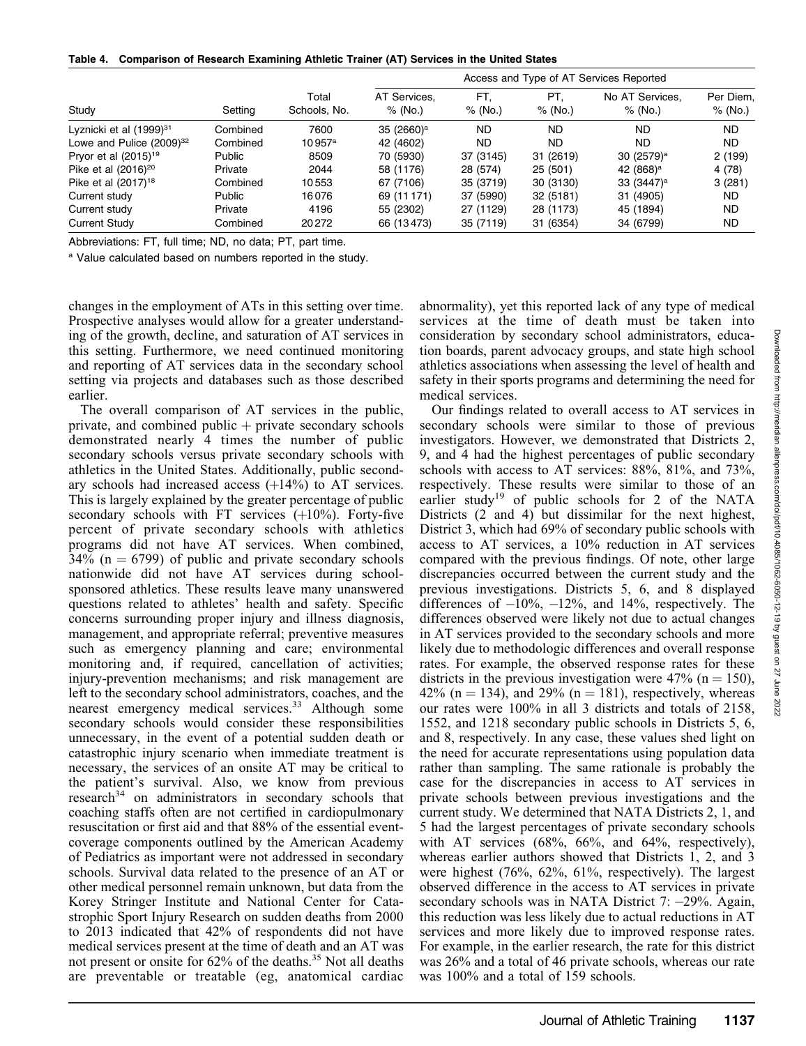**Table 4. Comparison of Research Examining Athletic Trainer (AT) Services in the United States**

| Study | Setting | Total Schools, No. | Access and Type of AT Services Reported | | | | |
|---|---|---|---|---|---|---|---|
| | | | AT Services, % (No.) | FT, % (No.) | PT, % (No.) | No AT Services, % (No.) | Per Diem, % (No.) |
| Lyznicki et al (1999)[31] | Combined | 7600 | 35 (2660)[a] | ND | ND | ND | ND |
| Lowe and Pulice (2009)[32] | Combined | 10957[a] | 42 (4602) | ND | ND | ND | ND |
| Pryor et al (2015)[19] | Public | 8509 | 70 (5930) | 37 (3145) | 31 (2619) | 30 (2579)[a] | 2 (199) |
| Pike et al (2016)[20] | Private | 2044 | 58 (1176) | 28 (574) | 25 (501) | 42 (868)[a] | 4 (78) |
| Pike et al (2017)[18] | Combined | 10553 | 67 (7106) | 35 (3719) | 30 (3130) | 33 (3447)[a] | 3 (281) |
| Current study | Public | 16076 | 69 (11171) | 37 (5990) | 32 (5181) | 31 (4905) | ND |
| Current study | Private | 4196 | 55 (2302) | 27 (1129) | 28 (1173) | 45 (1894) | ND |
| Current Study | Combined | 20272 | 66 (13473) | 35 (7119) | 31 (6354) | 34 (6799) | ND |

Abbreviations: FT, full time; ND, no data; PT, part time.

[a] Value calculated based on numbers reported in the study.

changes in the employment of ATs in this setting over time. Prospective analyses would allow for a greater understanding of the growth, decline, and saturation of AT services in this setting. Furthermore, we need continued monitoring and reporting of AT services data in the secondary school setting via projects and databases such as those described earlier.

The overall comparison of AT services in the public, private, and combined public + private secondary schools demonstrated nearly 4 times the number of public secondary schools versus private secondary schools with athletics in the United States. Additionally, public secondary schools had increased access (+14%) to AT services. This is largely explained by the greater percentage of public secondary schools with FT services (+10%). Forty-five percent of private secondary schools with athletics programs did not have AT services. When combined, 34% ($n = 6799$) of public and private secondary schools nationwide did not have AT services during school-sponsored athletics. These results leave many unanswered questions related to athletes' health and safety. Specific concerns surrounding proper injury and illness diagnosis, management, and appropriate referral; preventive measures such as emergency planning and care; environmental monitoring and, if required, cancellation of activities; injury-prevention mechanisms; and risk management are left to the secondary school administrators, coaches, and the nearest emergency medical services.[33] Although some secondary schools would consider these responsibilities unnecessary, in the event of a potential sudden death or catastrophic injury scenario when immediate treatment is necessary, the services of an onsite AT may be critical to the patient's survival. Also, we know from previous research[34] on administrators in secondary schools that coaching staffs often are not certified in cardiopulmonary resuscitation or first aid and that 88% of the essential event-coverage components outlined by the American Academy of Pediatrics as important were not addressed in secondary schools. Survival data related to the presence of an AT or other medical personnel remain unknown, but data from the Korey Stringer Institute and National Center for Catastrophic Sport Injury Research on sudden deaths from 2000 to 2013 indicated that 42% of respondents did not have medical services present at the time of death and an AT was not present or onsite for 62% of the deaths.[35] Not all deaths are preventable or treatable (eg, anatomical cardiac abnormality), yet this reported lack of any type of medical services at the time of death must be taken into consideration by secondary school administrators, education boards, parent advocacy groups, and state high school athletics associations when assessing the level of health and safety in their sports programs and determining the need for medical services.

Our findings related to overall access to AT services in secondary schools were similar to those of previous investigators. However, we demonstrated that Districts 2, 9, and 4 had the highest percentages of public secondary schools with access to AT services: 88%, 81%, and 73%, respectively. These results were similar to those of an earlier study[19] of public schools for 2 of the NATA Districts (2 and 4) but dissimilar for the next highest, District 3, which had 69% of secondary public schools with access to AT services, a 10% reduction in AT services compared with the previous findings. Of note, other large discrepancies occurred between the current study and the previous investigations. Districts 5, 6, and 8 displayed differences of −10%, −12%, and 14%, respectively. The differences observed were likely not due to actual changes in AT services provided to the secondary schools and more likely due to methodologic differences and overall response rates. For example, the observed response rates for these districts in the previous investigation were 47% ($n = 150$), 42% ($n = 134$), and 29% ($n = 181$), respectively, whereas our rates were 100% in all 3 districts and totals of 2158, 1552, and 1218 secondary public schools in Districts 5, 6, and 8, respectively. In any case, these values shed light on the need for accurate representations using population data rather than sampling. The same rationale is probably the case for the discrepancies in access to AT services in private schools between previous investigations and the current study. We determined that NATA Districts 2, 1, and 5 had the largest percentages of private secondary schools with AT services (68%, 66%, and 64%, respectively), whereas earlier authors showed that Districts 1, 2, and 3 were highest (76%, 62%, 61%, respectively). The largest observed difference in the access to AT services in private secondary schools was in NATA District 7: −29%. Again, this reduction was less likely due to actual reductions in AT services and more likely due to improved response rates. For example, in the earlier research, the rate for this district was 26% and a total of 46 private schools, whereas our rate was 100% and a total of 159 schools.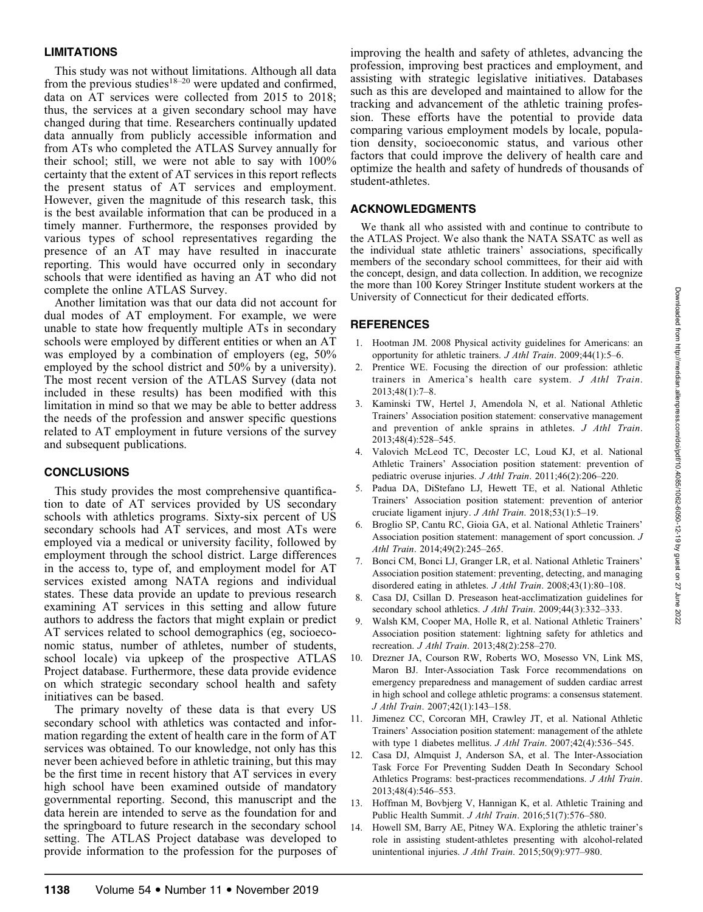## LIMITATIONS

This study was not without limitations. Although all data from the previous studies[18–20] were updated and confirmed, data on AT services were collected from 2015 to 2018; thus, the services at a given secondary school may have changed during that time. Researchers continually updated data annually from publicly accessible information and from ATs who completed the ATLAS Survey annually for their school; still, we were not able to say with 100% certainty that the extent of AT services in this report reflects the present status of AT services and employment. However, given the magnitude of this research task, this is the best available information that can be produced in a timely manner. Furthermore, the responses provided by various types of school representatives regarding the presence of an AT may have resulted in inaccurate reporting. This would have occurred only in secondary schools that were identified as having an AT who did not complete the online ATLAS Survey.

Another limitation was that our data did not account for dual modes of AT employment. For example, we were unable to state how frequently multiple ATs in secondary schools were employed by different entities or when an AT was employed by a combination of employers (eg, 50% employed by the school district and 50% by a university). The most recent version of the ATLAS Survey (data not included in these results) has been modified with this limitation in mind so that we may be able to better address the needs of the profession and answer specific questions related to AT employment in future versions of the survey and subsequent publications.

## CONCLUSIONS

This study provides the most comprehensive quantification to date of AT services provided by US secondary schools with athletics programs. Sixty-six percent of US secondary schools had AT services, and most ATs were employed via a medical or university facility, followed by employment through the school district. Large differences in the access to, type of, and employment model for AT services existed among NATA regions and individual states. These data provide an update to previous research examining AT services in this setting and allow future authors to address the factors that might explain or predict AT services related to school demographics (eg, socioeconomic status, number of athletes, number of students, school locale) via upkeep of the prospective ATLAS Project database. Furthermore, these data provide evidence on which strategic secondary school health and safety initiatives can be based.

The primary novelty of these data is that every US secondary school with athletics was contacted and information regarding the extent of health care in the form of AT services was obtained. To our knowledge, not only has this never been achieved before in athletic training, but this may be the first time in recent history that AT services in every high school have been examined outside of mandatory governmental reporting. Second, this manuscript and the data herein are intended to serve as the foundation for and the springboard to future research in the secondary school setting. The ATLAS Project database was developed to provide information to the profession for the purposes of improving the health and safety of athletes, advancing the profession, improving best practices and employment, and assisting with strategic legislative initiatives. Databases such as this are developed and maintained to allow for the tracking and advancement of the athletic training profession. These efforts have the potential to provide data comparing various employment models by locale, population density, socioeconomic status, and various other factors that could improve the delivery of health care and optimize the health and safety of hundreds of thousands of student-athletes.

## ACKNOWLEDGMENTS

We thank all who assisted with and continue to contribute to the ATLAS Project. We also thank the NATA SSATC as well as the individual state athletic trainers' associations, specifically members of the secondary school committees, for their aid with the concept, design, and data collection. In addition, we recognize the more than 100 Korey Stringer Institute student workers at the University of Connecticut for their dedicated efforts.

## REFERENCES

1. Hootman JM. 2008 Physical activity guidelines for Americans: an opportunity for athletic trainers. *J Athl Train*. 2009;44(1):5–6.
2. Prentice WE. Focusing the direction of our profession: athletic trainers in America's health care system. *J Athl Train*. 2013;48(1):7–8.
3. Kaminski TW, Hertel J, Amendola N, et al. National Athletic Trainers' Association position statement: conservative management and prevention of ankle sprains in athletes. *J Athl Train*. 2013;48(4):528–545.
4. Valovich McLeod TC, Decoster LC, Loud KJ, et al. National Athletic Trainers' Association position statement: prevention of pediatric overuse injuries. *J Athl Train*. 2011;46(2):206–220.
5. Padua DA, DiStefano LJ, Hewett TE, et al. National Athletic Trainers' Association position statement: prevention of anterior cruciate ligament injury. *J Athl Train*. 2018;53(1):5–19.
6. Broglio SP, Cantu RC, Gioia GA, et al. National Athletic Trainers' Association position statement: management of sport concussion. *J Athl Train*. 2014;49(2):245–265.
7. Bonci CM, Bonci LJ, Granger LR, et al. National Athletic Trainers' Association position statement: preventing, detecting, and managing disordered eating in athletes. *J Athl Train*. 2008;43(1):80–108.
8. Casa DJ, Csillan D. Preseason heat-acclimatization guidelines for secondary school athletics. *J Athl Train*. 2009;44(3):332–333.
9. Walsh KM, Cooper MA, Holle R, et al. National Athletic Trainers' Association position statement: lightning safety for athletics and recreation. *J Athl Train*. 2013;48(2):258–270.
10. Drezner JA, Courson RW, Roberts WO, Mosesso VN, Link MS, Maron BJ. Inter-Association Task Force recommendations on emergency preparedness and management of sudden cardiac arrest in high school and college athletic programs: a consensus statement. *J Athl Train*. 2007;42(1):143–158.
11. Jimenez CC, Corcoran MH, Crawley JT, et al. National Athletic Trainers' Association position statement: management of the athlete with type 1 diabetes mellitus. *J Athl Train*. 2007;42(4):536–545.
12. Casa DJ, Almquist J, Anderson SA, et al. The Inter-Association Task Force For Preventing Sudden Death In Secondary School Athletics Programs: best-practices recommendations. *J Athl Train*. 2013;48(4):546–553.
13. Hoffman M, Bovbjerg V, Hannigan K, et al. Athletic Training and Public Health Summit. *J Athl Train*. 2016;51(7):576–580.
14. Howell SM, Barry AE, Pitney WA. Exploring the athletic trainer's role in assisting student-athletes presenting with alcohol-related unintentional injuries. *J Athl Train*. 2015;50(9):977–980.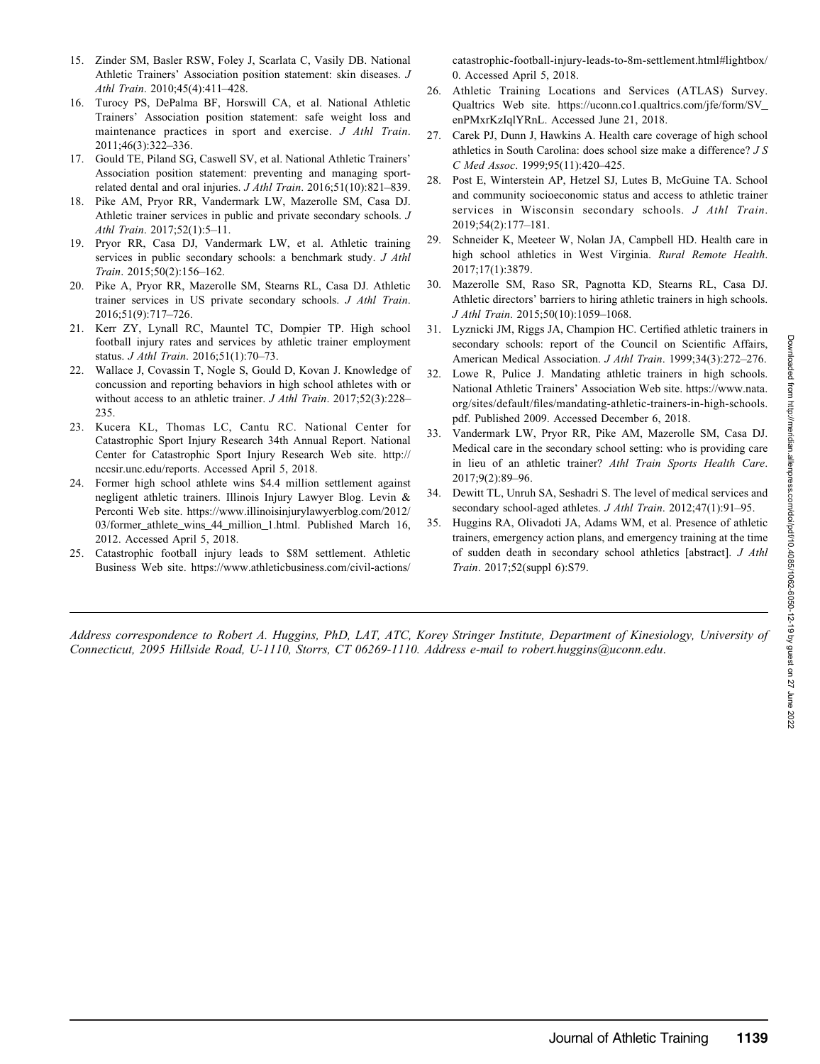15. Zinder SM, Basler RSW, Foley J, Scarlata C, Vasily DB. National Athletic Trainers' Association position statement: skin diseases. *J Athl Train*. 2010;45(4):411–428.
16. Turocy PS, DePalma BF, Horswill CA, et al. National Athletic Trainers' Association position statement: safe weight loss and maintenance practices in sport and exercise. *J Athl Train*. 2011;46(3):322–336.
17. Gould TE, Piland SG, Caswell SV, et al. National Athletic Trainers' Association position statement: preventing and managing sport-related dental and oral injuries. *J Athl Train*. 2016;51(10):821–839.
18. Pike AM, Pryor RR, Vandermark LW, Mazerolle SM, Casa DJ. Athletic trainer services in public and private secondary schools. *J Athl Train*. 2017;52(1):5–11.
19. Pryor RR, Casa DJ, Vandermark LW, et al. Athletic training services in public secondary schools: a benchmark study. *J Athl Train*. 2015;50(2):156–162.
20. Pike A, Pryor RR, Mazerolle SM, Stearns RL, Casa DJ. Athletic trainer services in US private secondary schools. *J Athl Train*. 2016;51(9):717–726.
21. Kerr ZY, Lynall RC, Mauntel TC, Dompier TP. High school football injury rates and services by athletic trainer employment status. *J Athl Train*. 2016;51(1):70–73.
22. Wallace J, Covassin T, Nogle S, Gould D, Kovan J. Knowledge of concussion and reporting behaviors in high school athletes with or without access to an athletic trainer. *J Athl Train*. 2017;52(3):228–235.
23. Kucera KL, Thomas LC, Cantu RC. National Center for Catastrophic Sport Injury Research 34th Annual Report. National Center for Catastrophic Sport Injury Research Web site. http://nccsir.unc.edu/reports. Accessed April 5, 2018.
24. Former high school athlete wins $4.4 million settlement against negligent athletic trainers. Illinois Injury Lawyer Blog. Levin & Perconti Web site. https://www.illinoisinjurylawyerblog.com/2012/03/former_athlete_wins_44_million_1.html. Published March 16, 2012. Accessed April 5, 2018.
25. Catastrophic football injury leads to $8M settlement. Athletic Business Web site. https://www.athleticbusiness.com/civil-actions/catastrophic-football-injury-leads-to-8m-settlement.html#lightbox/0. Accessed April 5, 2018.
26. Athletic Training Locations and Services (ATLAS) Survey. Qualtrics Web site. https://uconn.co1.qualtrics.com/jfe/form/SV_enPMxrKzIqlYRnL. Accessed June 21, 2018.
27. Carek PJ, Dunn J, Hawkins A. Health care coverage of high school athletics in South Carolina: does school size make a difference? *J S C Med Assoc*. 1999;95(11):420–425.
28. Post E, Winterstein AP, Hetzel SJ, Lutes B, McGuine TA. School and community socioeconomic status and access to athletic trainer services in Wisconsin secondary schools. *J Athl Train*. 2019;54(2):177–181.
29. Schneider K, Meeteer W, Nolan JA, Campbell HD. Health care in high school athletics in West Virginia. *Rural Remote Health*. 2017;17(1):3879.
30. Mazerolle SM, Raso SR, Pagnotta KD, Stearns RL, Casa DJ. Athletic directors' barriers to hiring athletic trainers in high schools. *J Athl Train*. 2015;50(10):1059–1068.
31. Lyznicki JM, Riggs JA, Champion HC. Certified athletic trainers in secondary schools: report of the Council on Scientific Affairs, American Medical Association. *J Athl Train*. 1999;34(3):272–276.
32. Lowe R, Pulice J. Mandating athletic trainers in high schools. National Athletic Trainers' Association Web site. https://www.nata.org/sites/default/files/mandating-athletic-trainers-in-high-schools.pdf. Published 2009. Accessed December 6, 2018.
33. Vandermark LW, Pryor RR, Pike AM, Mazerolle SM, Casa DJ. Medical care in the secondary school setting: who is providing care in lieu of an athletic trainer? *Athl Train Sports Health Care*. 2017;9(2):89–96.
34. Dewitt TL, Unruh SA, Seshadri S. The level of medical services and secondary school-aged athletes. *J Athl Train*. 2012;47(1):91–95.
35. Huggins RA, Olivadoti JA, Adams WM, et al. Presence of athletic trainers, emergency action plans, and emergency training at the time of sudden death in secondary school athletics [abstract]. *J Athl Train*. 2017;52(suppl 6):S79.

---

*Address correspondence to Robert A. Huggins, PhD, LAT, ATC, Korey Stringer Institute, Department of Kinesiology, University of Connecticut, 2095 Hillside Road, U-1110, Storrs, CT 06269-1110. Address e-mail to robert.huggins@uconn.edu.*